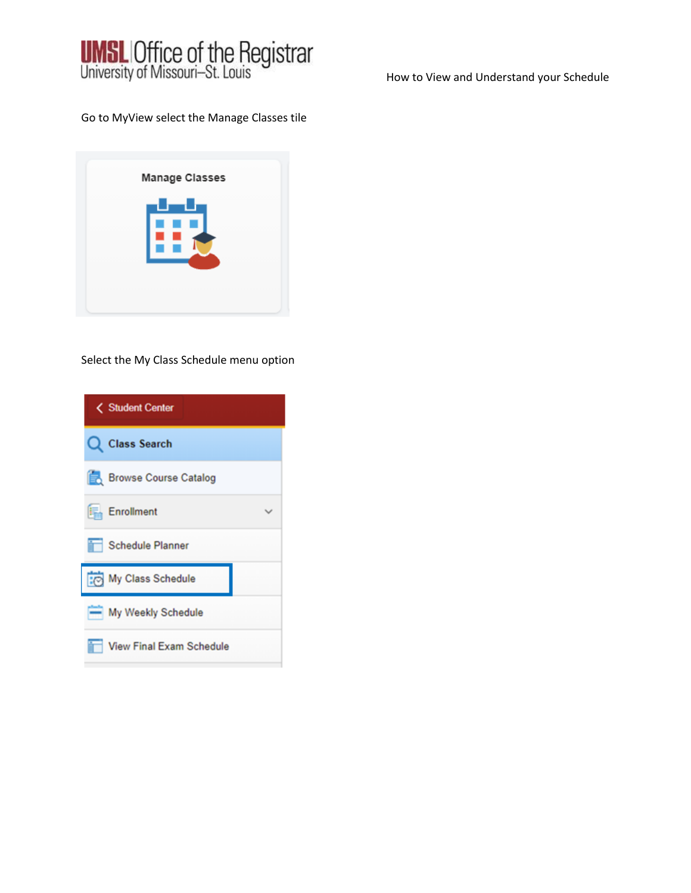UMSL | Office of the Registrar
University of Missouri–St. Louis

How to View and Understand your Schedule

Go to MyView select the Manage Classes tile

Select the My Class Schedule menu option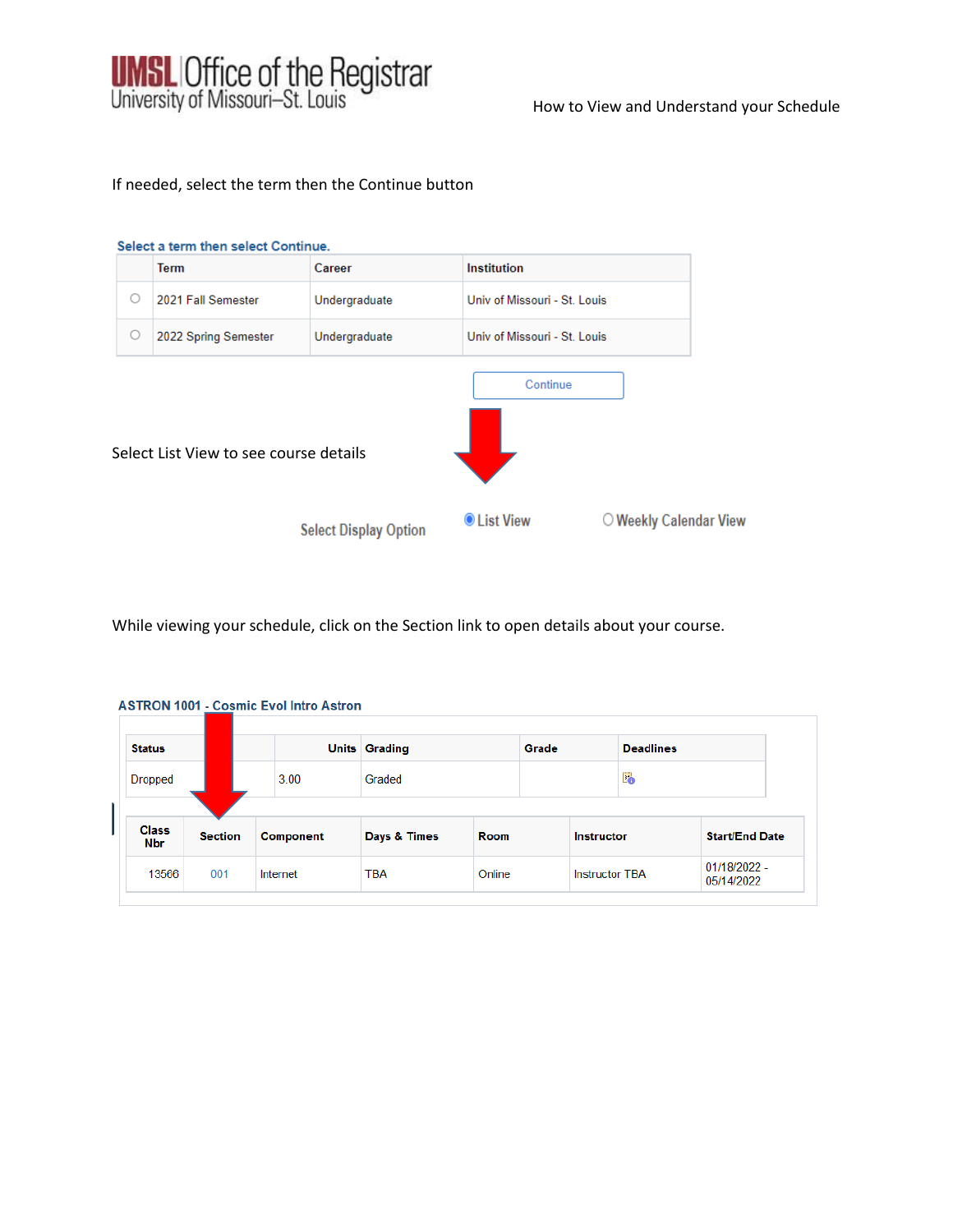If needed, select the term then the Continue button

**Select a term then select Continue.**

| | Term | Career | Institution |
|---|---|---|---|
| ○ | 2021 Fall Semester | Undergraduate | Univ of Missouri - St. Louis |
| ○ | 2022 Spring Semester | Undergraduate | Univ of Missouri - St. Louis |

Continue

Select List View to see course details

Select Display Option ◉ List View ○ Weekly Calendar View

While viewing your schedule, click on the Section link to open details about your course.

**ASTRON 1001 - Cosmic Evol Intro Astron**

| Status | Units | Grading | Grade | Deadlines |
|---|---|---|---|---|
| Dropped | 3.00 | Graded | | |

| Class Nbr | Section | Component | Days & Times | Room | Instructor | Start/End Date |
|---|---|---|---|---|---|---|
| 13566 | 001 | Internet | TBA | Online | Instructor TBA | 01/18/2022 - 05/14/2022 |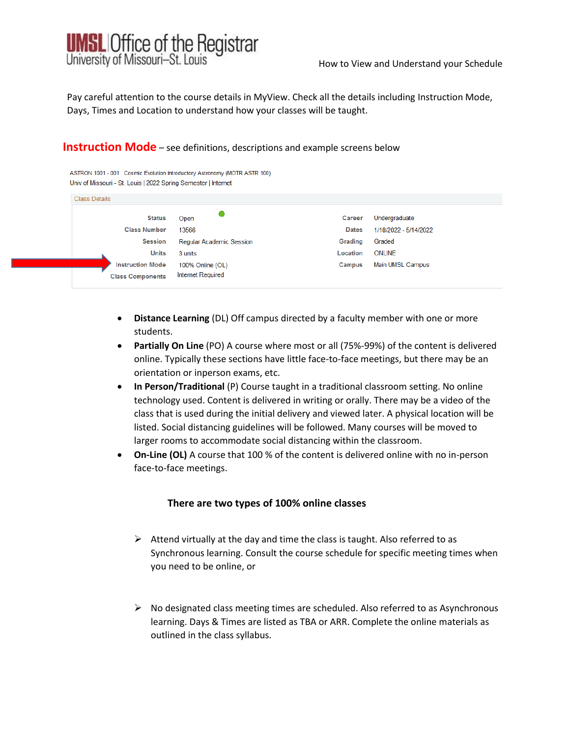Pay careful attention to the course details in MyView. Check all the details including Instruction Mode, Days, Times and Location to understand how your classes will be taught.

## Instruction Mode – see definitions, descriptions and example screens below

ASTRON 1001 - 001 Cosmic Evolution Introductory Astronomy (MOTR ASTR 100)
Univ of Missouri - St. Louis | 2022 Spring Semester | Internet

Class Details

| | | | |
|---|---|---|---|
| Status | Open | Career | Undergraduate |
| Class Number | 13566 | Dates | 1/18/2022 - 5/14/2022 |
| Session | Regular Academic Session | Grading | Graded |
| Units | 3 units | Location | ONLINE |
| Instruction Mode | 100% Online (OL) | Campus | Main UMSL Campus |
| Class Components | Internet Required | | |

- **Distance Learning** (DL) Off campus directed by a faculty member with one or more students.
- **Partially On Line** (PO) A course where most or all (75%-99%) of the content is delivered online. Typically these sections have little face-to-face meetings, but there may be an orientation or inperson exams, etc.
- **In Person/Traditional** (P) Course taught in a traditional classroom setting. No online technology used. Content is delivered in writing or orally. There may be a video of the class that is used during the initial delivery and viewed later. A physical location will be listed. Social distancing guidelines will be followed. Many courses will be moved to larger rooms to accommodate social distancing within the classroom.
- **On-Line (OL)** A course that 100 % of the content is delivered online with no in-person face-to-face meetings.

**There are two types of 100% online classes**

- Attend virtually at the day and time the class is taught. Also referred to as Synchronous learning. Consult the course schedule for specific meeting times when you need to be online, or

- No designated class meeting times are scheduled. Also referred to as Asynchronous learning. Days & Times are listed as TBA or ARR. Complete the online materials as outlined in the class syllabus.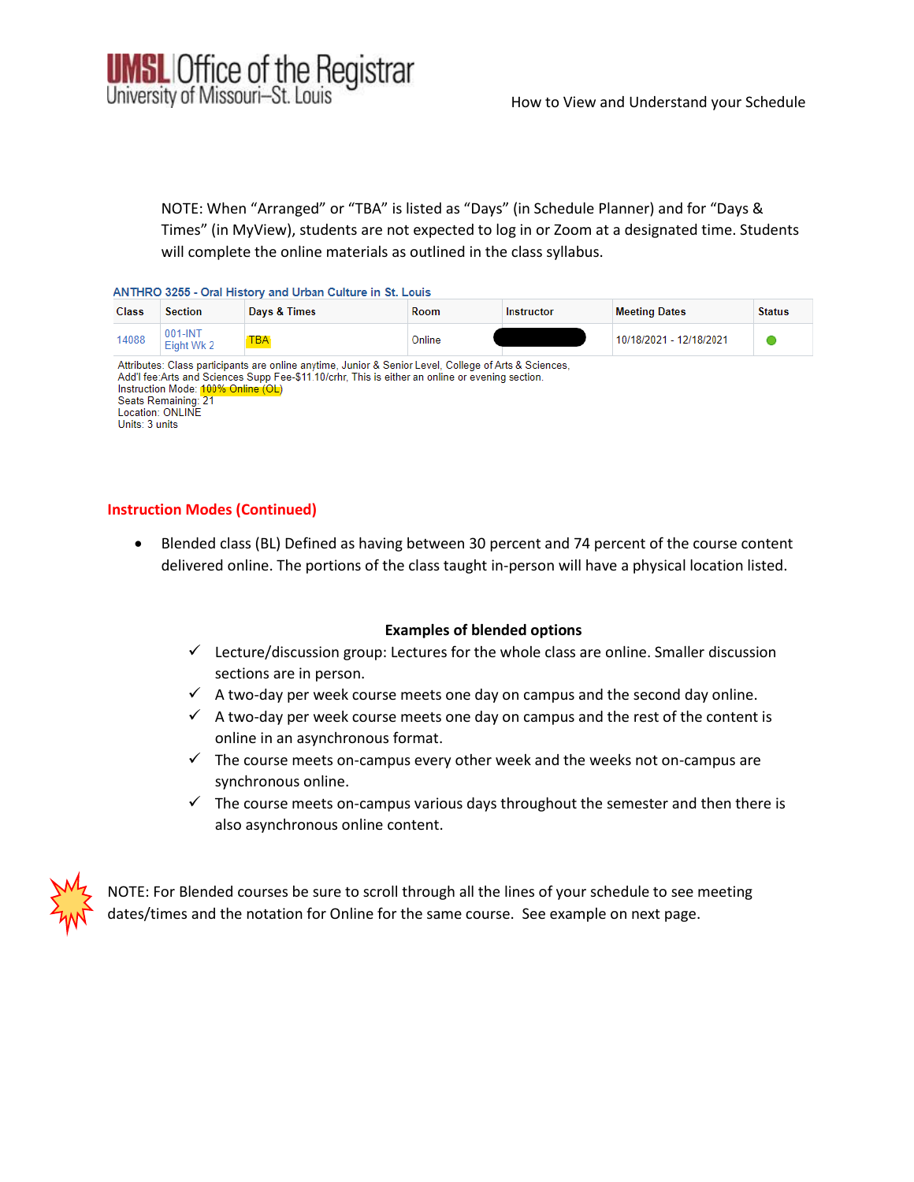NOTE: When “Arranged” or “TBA” is listed as “Days” (in Schedule Planner) and for “Days & Times” (in MyView), students are not expected to log in or Zoom at a designated time. Students will complete the online materials as outlined in the class syllabus.

ANTHRO 3255 - Oral History and Urban Culture in St. Louis

| Class | Section | Days & Times | Room | Instructor | Meeting Dates | Status |
|---|---|---|---|---|---|---|
| 14088 | 001-INT Eight Wk 2 | TBA | Online | | 10/18/2021 - 12/18/2021 | |

Attributes: Class participants are online anytime, Junior & Senior Level, College of Arts & Sciences,
Add'l fee:Arts and Sciences Supp Fee-$11.10/crhr, This is either an online or evening section.
Instruction Mode: 100% Online (OL)
Seats Remaining: 21
Location: ONLINE
Units: 3 units

## Instruction Modes (Continued)

- Blended class (BL) Defined as having between 30 percent and 74 percent of the course content delivered online. The portions of the class taught in-person will have a physical location listed.

**Examples of blended options**

- ✓ Lecture/discussion group: Lectures for the whole class are online. Smaller discussion sections are in person.
- ✓ A two-day per week course meets one day on campus and the second day online.
- ✓ A two-day per week course meets one day on campus and the rest of the content is online in an asynchronous format.
- ✓ The course meets on-campus every other week and the weeks not on-campus are synchronous online.
- ✓ The course meets on-campus various days throughout the semester and then there is also asynchronous online content.

NOTE: For Blended courses be sure to scroll through all the lines of your schedule to see meeting dates/times and the notation for Online for the same course. See example on next page.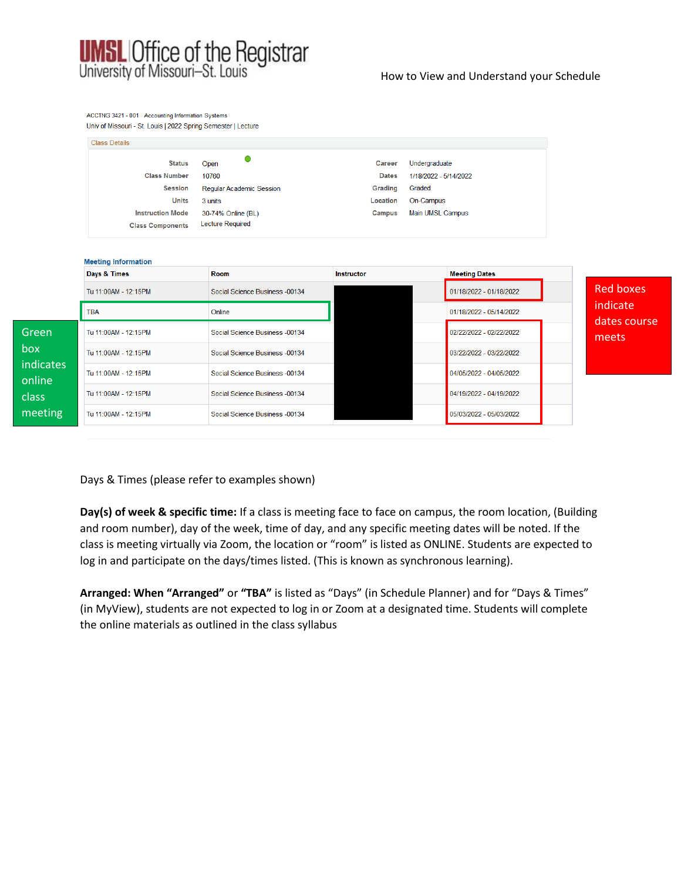ACCTNG 3421 - 001 Accounting Information Systems

Univ of Missouri - St. Louis | 2022 Spring Semester | Lecture

**Class Details**

| | | | |
|---|---|---|---|
| Status | Open | Career | Undergraduate |
| Class Number | 10760 | Dates | 1/18/2022 - 5/14/2022 |
| Session | Regular Academic Session | Grading | Graded |
| Units | 3 units | Location | On-Campus |
| Instruction Mode | 30-74% Online (BL) | Campus | Main UMSL Campus |
| Class Components | Lecture Required | | |

**Meeting Information**

| Days & Times | Room | Instructor | Meeting Dates |
|---|---|---|---|
| Tu 11:00AM - 12:15PM | Social Science Business -00134 | | 01/18/2022 - 01/18/2022 |
| TBA | Online | | 01/18/2022 - 05/14/2022 |
| Tu 11:00AM - 12:15PM | Social Science Business -00134 | | 02/22/2022 - 02/22/2022 |
| Tu 11:00AM - 12:15PM | Social Science Business -00134 | | 03/22/2022 - 03/22/2022 |
| Tu 11:00AM - 12:15PM | Social Science Business -00134 | | 04/05/2022 - 04/05/2022 |
| Tu 11:00AM - 12:15PM | Social Science Business -00134 | | 04/19/2022 - 04/19/2022 |
| Tu 11:00AM - 12:15PM | Social Science Business -00134 | | 05/03/2022 - 05/03/2022 |

Green box indicates online class meeting

Red boxes indicate dates course meets

Days & Times (please refer to examples shown)

**Day(s) of week & specific time:** If a class is meeting face to face on campus, the room location, (Building and room number), day of the week, time of day, and any specific meeting dates will be noted. If the class is meeting virtually via Zoom, the location or "room" is listed as ONLINE. Students are expected to log in and participate on the days/times listed. (This is known as synchronous learning).

**Arranged: When "Arranged"** or **"TBA"** is listed as "Days" (in Schedule Planner) and for "Days & Times" (in MyView), students are not expected to log in or Zoom at a designated time. Students will complete the online materials as outlined in the class syllabus